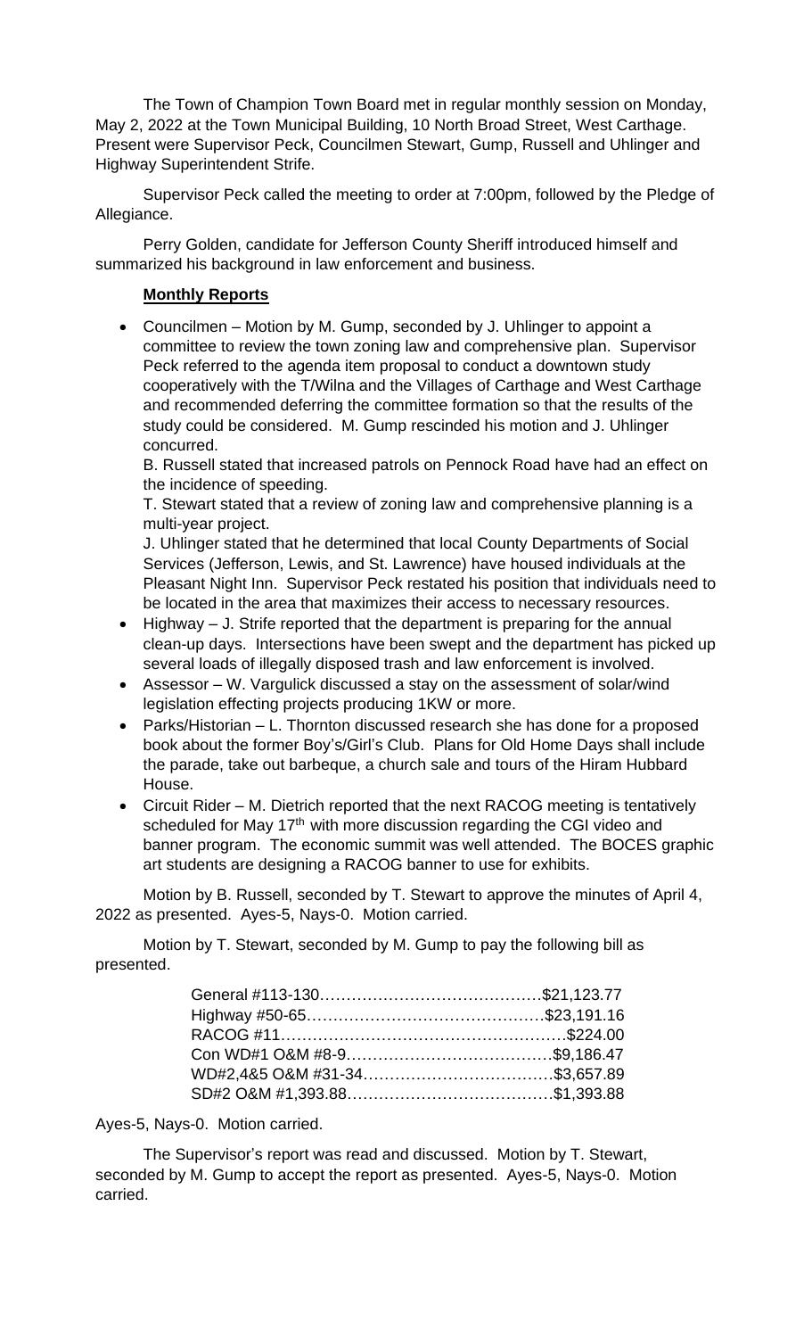The Town of Champion Town Board met in regular monthly session on Monday, May 2, 2022 at the Town Municipal Building, 10 North Broad Street, West Carthage. Present were Supervisor Peck, Councilmen Stewart, Gump, Russell and Uhlinger and Highway Superintendent Strife.

Supervisor Peck called the meeting to order at 7:00pm, followed by the Pledge of Allegiance.

Perry Golden, candidate for Jefferson County Sheriff introduced himself and summarized his background in law enforcement and business.

**Monthly Reports**

- Councilmen – Motion by M. Gump, seconded by J. Uhlinger to appoint a committee to review the town zoning law and comprehensive plan. Supervisor Peck referred to the agenda item proposal to conduct a downtown study cooperatively with the T/Wilna and the Villages of Carthage and West Carthage and recommended deferring the committee formation so that the results of the study could be considered. M. Gump rescinded his motion and J. Uhlinger concurred.
  B. Russell stated that increased patrols on Pennock Road have had an effect on the incidence of speeding.
  T. Stewart stated that a review of zoning law and comprehensive planning is a multi-year project.
  J. Uhlinger stated that he determined that local County Departments of Social Services (Jefferson, Lewis, and St. Lawrence) have housed individuals at the Pleasant Night Inn. Supervisor Peck restated his position that individuals need to be located in the area that maximizes their access to necessary resources.
- Highway – J. Strife reported that the department is preparing for the annual clean-up days. Intersections have been swept and the department has picked up several loads of illegally disposed trash and law enforcement is involved.
- Assessor – W. Vargulick discussed a stay on the assessment of solar/wind legislation effecting projects producing 1KW or more.
- Parks/Historian – L. Thornton discussed research she has done for a proposed book about the former Boy's/Girl's Club. Plans for Old Home Days shall include the parade, take out barbeque, a church sale and tours of the Hiram Hubbard House.
- Circuit Rider – M. Dietrich reported that the next RACOG meeting is tentatively scheduled for May 17th with more discussion regarding the CGI video and banner program. The economic summit was well attended. The BOCES graphic art students are designing a RACOG banner to use for exhibits.

Motion by B. Russell, seconded by T. Stewart to approve the minutes of April 4, 2022 as presented. Ayes-5, Nays-0. Motion carried.

Motion by T. Stewart, seconded by M. Gump to pay the following bill as presented.

| | |
|---|---|
| General #113-130 | $21,123.77 |
| Highway #50-65 | $23,191.16 |
| RACOG #11 | $224.00 |
| Con WD#1 O&M #8-9 | $9,186.47 |
| WD#2,4&5 O&M #31-34 | $3,657.89 |
| SD#2 O&M #1,393.88 | $1,393.88 |

Ayes-5, Nays-0. Motion carried.

The Supervisor's report was read and discussed. Motion by T. Stewart, seconded by M. Gump to accept the report as presented. Ayes-5, Nays-0. Motion carried.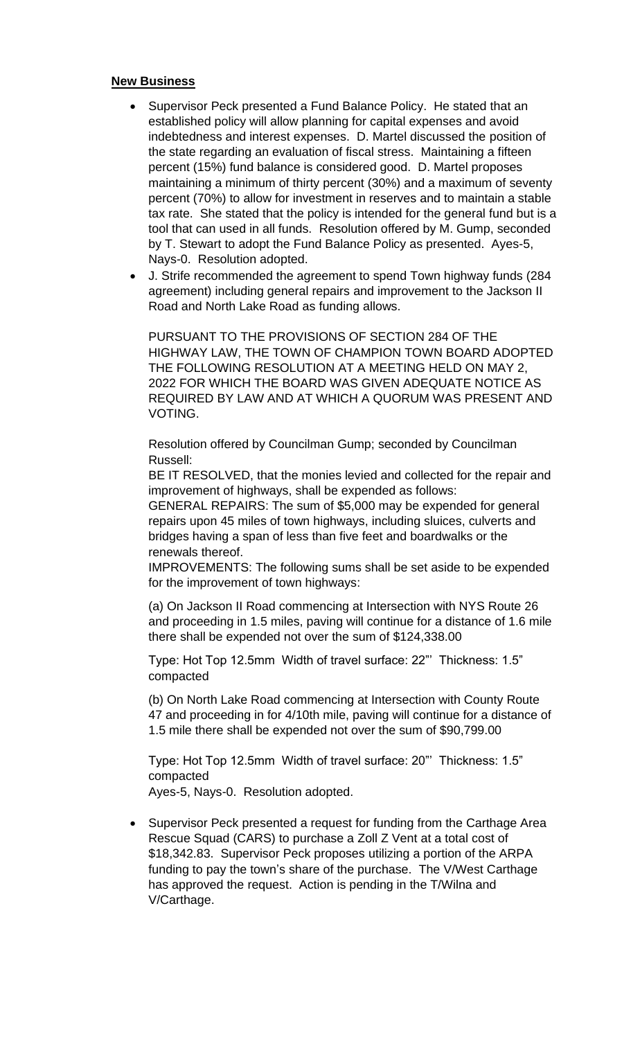**New Business**

- Supervisor Peck presented a Fund Balance Policy. He stated that an established policy will allow planning for capital expenses and avoid indebtedness and interest expenses. D. Martel discussed the position of the state regarding an evaluation of fiscal stress. Maintaining a fifteen percent (15%) fund balance is considered good. D. Martel proposes maintaining a minimum of thirty percent (30%) and a maximum of seventy percent (70%) to allow for investment in reserves and to maintain a stable tax rate. She stated that the policy is intended for the general fund but is a tool that can used in all funds. Resolution offered by M. Gump, seconded by T. Stewart to adopt the Fund Balance Policy as presented. Ayes-5, Nays-0. Resolution adopted.
- J. Strife recommended the agreement to spend Town highway funds (284 agreement) including general repairs and improvement to the Jackson II Road and North Lake Road as funding allows.

  PURSUANT TO THE PROVISIONS OF SECTION 284 OF THE HIGHWAY LAW, THE TOWN OF CHAMPION TOWN BOARD ADOPTED THE FOLLOWING RESOLUTION AT A MEETING HELD ON MAY 2, 2022 FOR WHICH THE BOARD WAS GIVEN ADEQUATE NOTICE AS REQUIRED BY LAW AND AT WHICH A QUORUM WAS PRESENT AND VOTING.

  Resolution offered by Councilman Gump; seconded by Councilman Russell:
  BE IT RESOLVED, that the monies levied and collected for the repair and improvement of highways, shall be expended as follows:
  GENERAL REPAIRS: The sum of $5,000 may be expended for general repairs upon 45 miles of town highways, including sluices, culverts and bridges having a span of less than five feet and boardwalks or the renewals thereof.
  IMPROVEMENTS: The following sums shall be set aside to be expended for the improvement of town highways:

  (a) On Jackson II Road commencing at Intersection with NYS Route 26 and proceeding in 1.5 miles, paving will continue for a distance of 1.6 mile there shall be expended not over the sum of $124,338.00

  Type: Hot Top 12.5mm Width of travel surface: 22"' Thickness: 1.5" compacted

  (b) On North Lake Road commencing at Intersection with County Route 47 and proceeding in for 4/10th mile, paving will continue for a distance of 1.5 mile there shall be expended not over the sum of $90,799.00

  Type: Hot Top 12.5mm Width of travel surface: 20"' Thickness: 1.5" compacted
  Ayes-5, Nays-0. Resolution adopted.

- Supervisor Peck presented a request for funding from the Carthage Area Rescue Squad (CARS) to purchase a Zoll Z Vent at a total cost of $18,342.83. Supervisor Peck proposes utilizing a portion of the ARPA funding to pay the town's share of the purchase. The V/West Carthage has approved the request. Action is pending in the T/Wilna and V/Carthage.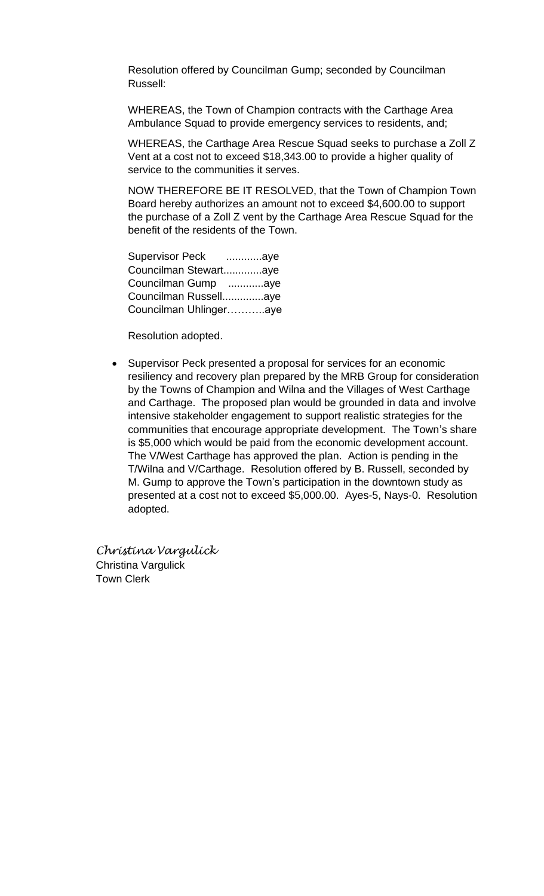Resolution offered by Councilman Gump; seconded by Councilman Russell:

WHEREAS, the Town of Champion contracts with the Carthage Area Ambulance Squad to provide emergency services to residents, and;

WHEREAS, the Carthage Area Rescue Squad seeks to purchase a Zoll Z Vent at a cost not to exceed $18,343.00 to provide a higher quality of service to the communities it serves.

NOW THEREFORE BE IT RESOLVED, that the Town of Champion Town Board hereby authorizes an amount not to exceed $4,600.00 to support the purchase of a Zoll Z vent by the Carthage Area Rescue Squad for the benefit of the residents of the Town.

Supervisor Peck ............aye  
Councilman Stewart.............aye  
Councilman Gump ............aye  
Councilman Russell..............aye  
Councilman Uhlinger………..aye

Resolution adopted.

- Supervisor Peck presented a proposal for services for an economic resiliency and recovery plan prepared by the MRB Group for consideration by the Towns of Champion and Wilna and the Villages of West Carthage and Carthage. The proposed plan would be grounded in data and involve intensive stakeholder engagement to support realistic strategies for the communities that encourage appropriate development. The Town's share is $5,000 which would be paid from the economic development account. The V/West Carthage has approved the plan. Action is pending in the T/Wilna and V/Carthage. Resolution offered by B. Russell, seconded by M. Gump to approve the Town's participation in the downtown study as presented at a cost not to exceed $5,000.00. Ayes-5, Nays-0. Resolution adopted.

*Christina Vargulick*  
Christina Vargulick  
Town Clerk